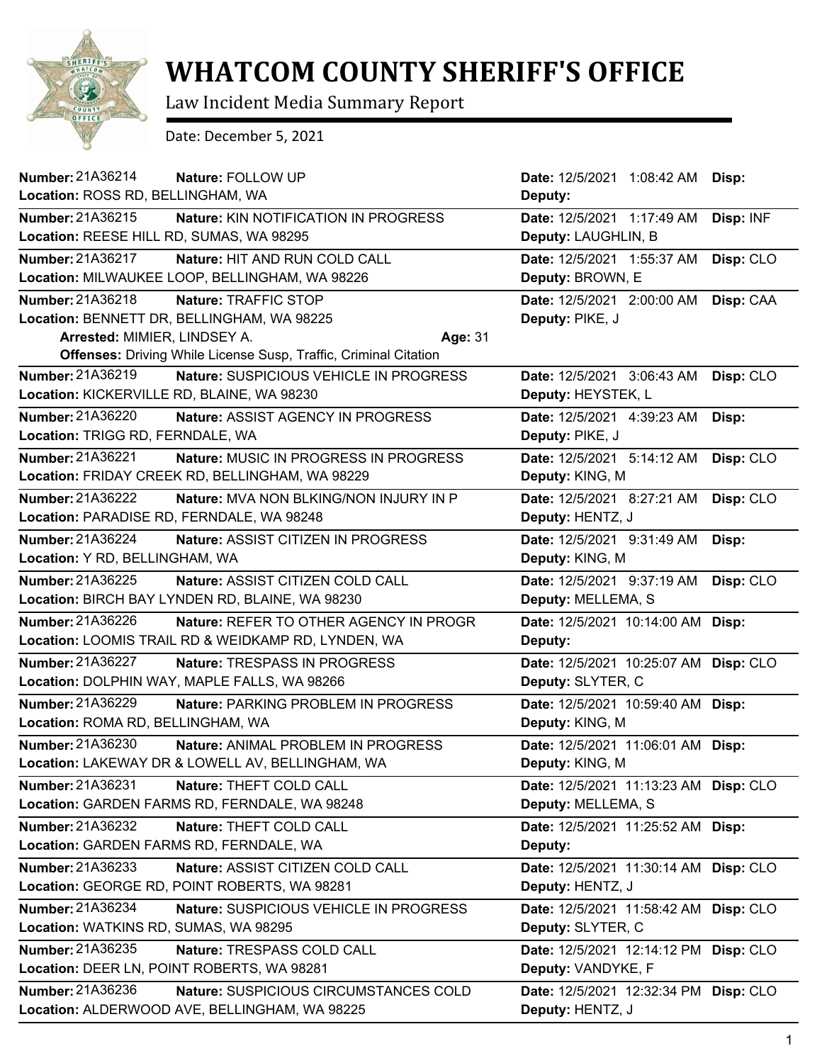# WHATCOM COUNTY SHERIFF'S OFFICE

Law Incident Media Summary Report

Date: December 5, 2021

| Number | Nature | Location | Date | Deputy | Disp |
|---|---|---|---|---|---|
| 21A36214 | FOLLOW UP | ROSS RD, BELLINGHAM, WA | 12/5/2021 1:08:42 AM | | |
| 21A36215 | KIN NOTIFICATION IN PROGRESS | REESE HILL RD, SUMAS, WA 98295 | 12/5/2021 1:17:49 AM | LAUGHLIN, B | INF |
| 21A36217 | HIT AND RUN COLD CALL | MILWAUKEE LOOP, BELLINGHAM, WA 98226 | 12/5/2021 1:55:37 AM | BROWN, E | CLO |
| 21A36218 | TRAFFIC STOP | BENNETT DR, BELLINGHAM, WA 98225 | 12/5/2021 2:00:00 AM | PIKE, J | CAA |
| | **Arrested:** MIMIER, LINDSEY A. **Age:** 31 **Offenses:** Driving While License Susp, Traffic, Criminal Citation | | | | |
| 21A36219 | SUSPICIOUS VEHICLE IN PROGRESS | KICKERVILLE RD, BLAINE, WA 98230 | 12/5/2021 3:06:43 AM | HEYSTEK, L | CLO |
| 21A36220 | ASSIST AGENCY IN PROGRESS | TRIGG RD, FERNDALE, WA | 12/5/2021 4:39:23 AM | PIKE, J | |
| 21A36221 | MUSIC IN PROGRESS IN PROGRESS | FRIDAY CREEK RD, BELLINGHAM, WA 98229 | 12/5/2021 5:14:12 AM | KING, M | CLO |
| 21A36222 | MVA NON BLKING/NON INJURY IN P | PARADISE RD, FERNDALE, WA 98248 | 12/5/2021 8:27:21 AM | HENTZ, J | CLO |
| 21A36224 | ASSIST CITIZEN IN PROGRESS | Y RD, BELLINGHAM, WA | 12/5/2021 9:31:49 AM | KING, M | |
| 21A36225 | ASSIST CITIZEN COLD CALL | BIRCH BAY LYNDEN RD, BLAINE, WA 98230 | 12/5/2021 9:37:19 AM | MELLEMA, S | CLO |
| 21A36226 | REFER TO OTHER AGENCY IN PROGR | LOOMIS TRAIL RD & WEIDKAMP RD, LYNDEN, WA | 12/5/2021 10:14:00 AM | | |
| 21A36227 | TRESPASS IN PROGRESS | DOLPHIN WAY, MAPLE FALLS, WA 98266 | 12/5/2021 10:25:07 AM | SLYTER, C | CLO |
| 21A36229 | PARKING PROBLEM IN PROGRESS | ROMA RD, BELLINGHAM, WA | 12/5/2021 10:59:40 AM | KING, M | |
| 21A36230 | ANIMAL PROBLEM IN PROGRESS | LAKEWAY DR & LOWELL AV, BELLINGHAM, WA | 12/5/2021 11:06:01 AM | KING, M | |
| 21A36231 | THEFT COLD CALL | GARDEN FARMS RD, FERNDALE, WA 98248 | 12/5/2021 11:13:23 AM | MELLEMA, S | CLO |
| 21A36232 | THEFT COLD CALL | GARDEN FARMS RD, FERNDALE, WA | 12/5/2021 11:25:52 AM | | |
| 21A36233 | ASSIST CITIZEN COLD CALL | GEORGE RD, POINT ROBERTS, WA 98281 | 12/5/2021 11:30:14 AM | HENTZ, J | CLO |
| 21A36234 | SUSPICIOUS VEHICLE IN PROGRESS | WATKINS RD, SUMAS, WA 98295 | 12/5/2021 11:58:42 AM | SLYTER, C | CLO |
| 21A36235 | TRESPASS COLD CALL | DEER LN, POINT ROBERTS, WA 98281 | 12/5/2021 12:14:12 PM | VANDYKE, F | CLO |
| 21A36236 | SUSPICIOUS CIRCUMSTANCES COLD | ALDERWOOD AVE, BELLINGHAM, WA 98225 | 12/5/2021 12:32:34 PM | HENTZ, J | CLO |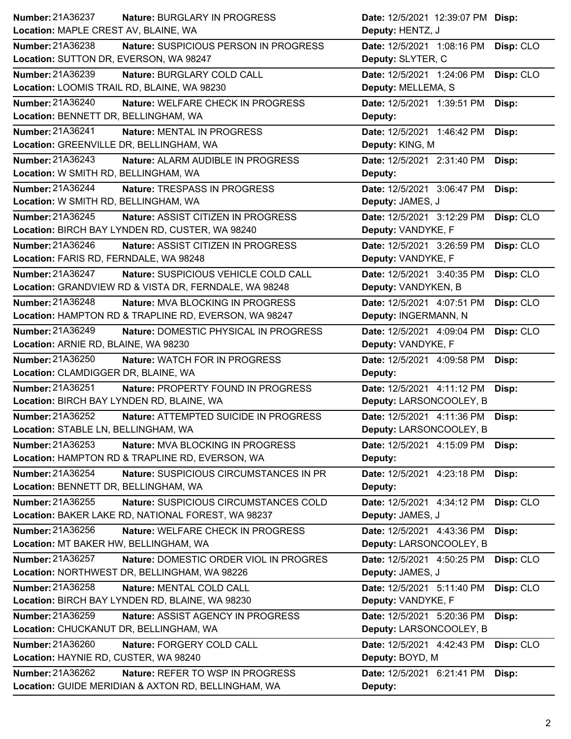| Number | Nature | Date | Disp | Location | Deputy |
|---|---|---|---|---|---|
| 21A36237 | BURGLARY IN PROGRESS | 12/5/2021 12:39:07 PM | | MAPLE CREST AV, BLAINE, WA | HENTZ, J |
| 21A36238 | SUSPICIOUS PERSON IN PROGRESS | 12/5/2021 1:08:16 PM | CLO | SUTTON DR, EVERSON, WA 98247 | SLYTER, C |
| 21A36239 | BURGLARY COLD CALL | 12/5/2021 1:24:06 PM | CLO | LOOMIS TRAIL RD, BLAINE, WA 98230 | MELLEMA, S |
| 21A36240 | WELFARE CHECK IN PROGRESS | 12/5/2021 1:39:51 PM | | BENNETT DR, BELLINGHAM, WA | |
| 21A36241 | MENTAL IN PROGRESS | 12/5/2021 1:46:42 PM | | GREENVILLE DR, BELLINGHAM, WA | KING, M |
| 21A36243 | ALARM AUDIBLE IN PROGRESS | 12/5/2021 2:31:40 PM | | W SMITH RD, BELLINGHAM, WA | |
| 21A36244 | TRESPASS IN PROGRESS | 12/5/2021 3:06:47 PM | | W SMITH RD, BELLINGHAM, WA | JAMES, J |
| 21A36245 | ASSIST CITIZEN IN PROGRESS | 12/5/2021 3:12:29 PM | CLO | BIRCH BAY LYNDEN RD, CUSTER, WA 98240 | VANDYKE, F |
| 21A36246 | ASSIST CITIZEN IN PROGRESS | 12/5/2021 3:26:59 PM | CLO | FARIS RD, FERNDALE, WA 98248 | VANDYKE, F |
| 21A36247 | SUSPICIOUS VEHICLE COLD CALL | 12/5/2021 3:40:35 PM | CLO | GRANDVIEW RD & VISTA DR, FERNDALE, WA 98248 | VANDYKEN, B |
| 21A36248 | MVA BLOCKING IN PROGRESS | 12/5/2021 4:07:51 PM | CLO | HAMPTON RD & TRAPLINE RD, EVERSON, WA 98247 | INGERMANN, N |
| 21A36249 | DOMESTIC PHYSICAL IN PROGRESS | 12/5/2021 4:09:04 PM | CLO | ARNIE RD, BLAINE, WA 98230 | VANDYKE, F |
| 21A36250 | WATCH FOR IN PROGRESS | 12/5/2021 4:09:58 PM | | CLAMDIGGER DR, BLAINE, WA | |
| 21A36251 | PROPERTY FOUND IN PROGRESS | 12/5/2021 4:11:12 PM | | BIRCH BAY LYNDEN RD, BLAINE, WA | LARSONCOOLEY, B |
| 21A36252 | ATTEMPTED SUICIDE IN PROGRESS | 12/5/2021 4:11:36 PM | | STABLE LN, BELLINGHAM, WA | LARSONCOOLEY, B |
| 21A36253 | MVA BLOCKING IN PROGRESS | 12/5/2021 4:15:09 PM | | HAMPTON RD & TRAPLINE RD, EVERSON, WA | |
| 21A36254 | SUSPICIOUS CIRCUMSTANCES IN PR | 12/5/2021 4:23:18 PM | | BENNETT DR, BELLINGHAM, WA | |
| 21A36255 | SUSPICIOUS CIRCUMSTANCES COLD | 12/5/2021 4:34:12 PM | CLO | BAKER LAKE RD, NATIONAL FOREST, WA 98237 | JAMES, J |
| 21A36256 | WELFARE CHECK IN PROGRESS | 12/5/2021 4:43:36 PM | | MT BAKER HW, BELLINGHAM, WA | LARSONCOOLEY, B |
| 21A36257 | DOMESTIC ORDER VIOL IN PROGRES | 12/5/2021 4:50:25 PM | CLO | NORTHWEST DR, BELLINGHAM, WA 98226 | JAMES, J |
| 21A36258 | MENTAL COLD CALL | 12/5/2021 5:11:40 PM | CLO | BIRCH BAY LYNDEN RD, BLAINE, WA 98230 | VANDYKE, F |
| 21A36259 | ASSIST AGENCY IN PROGRESS | 12/5/2021 5:20:36 PM | | CHUCKANUT DR, BELLINGHAM, WA | LARSONCOOLEY, B |
| 21A36260 | FORGERY COLD CALL | 12/5/2021 4:42:43 PM | CLO | HAYNIE RD, CUSTER, WA 98240 | BOYD, M |
| 21A36262 | REFER TO WSP IN PROGRESS | 12/5/2021 6:21:41 PM | | GUIDE MERIDIAN & AXTON RD, BELLINGHAM, WA | |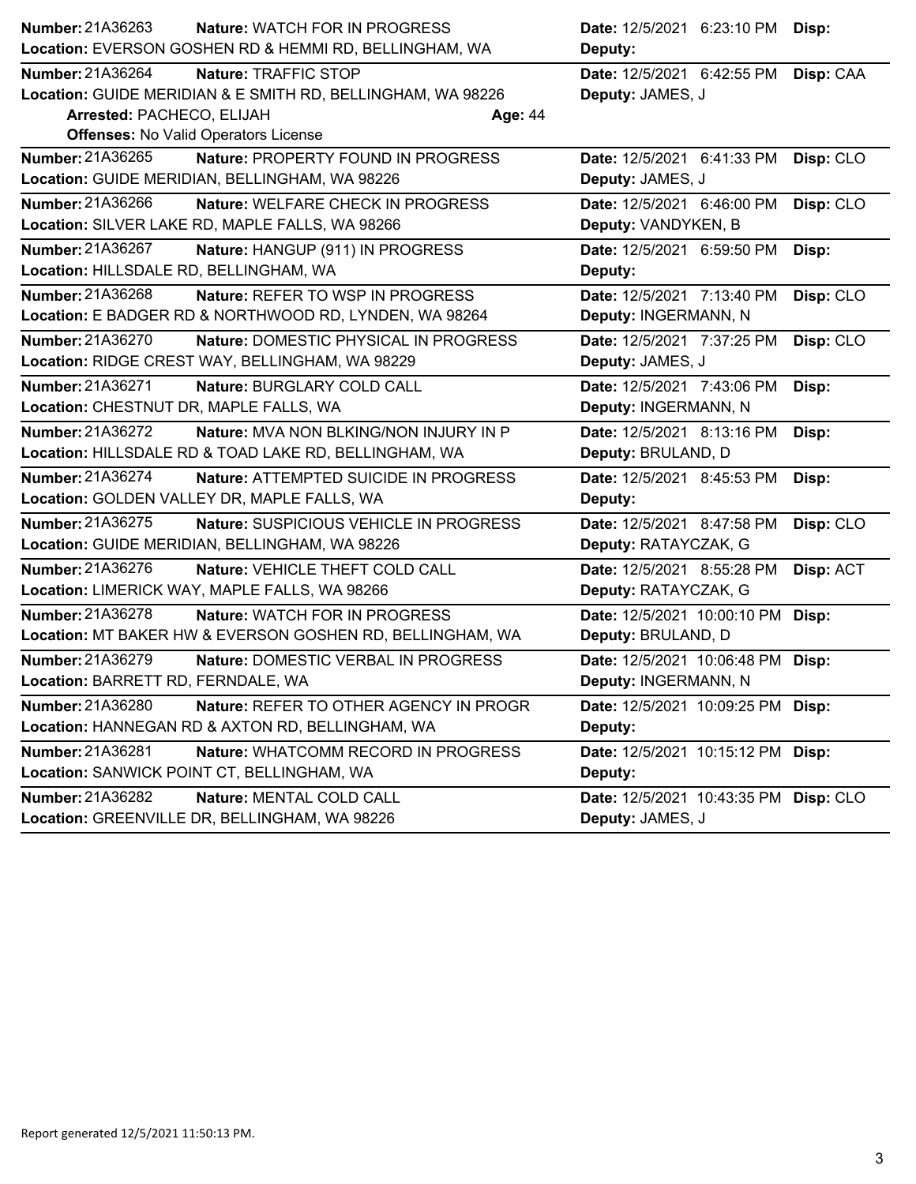**Number:** 21A36263 **Nature:** WATCH FOR IN PROGRESS **Date:** 12/5/2021 6:23:10 PM **Disp:**
**Location:** EVERSON GOSHEN RD & HEMMI RD, BELLINGHAM, WA **Deputy:**

---

**Number:** 21A36264 **Nature:** TRAFFIC STOP **Date:** 12/5/2021 6:42:55 PM **Disp:** CAA
**Location:** GUIDE MERIDIAN & E SMITH RD, BELLINGHAM, WA 98226 **Deputy:** JAMES, J
**Arrested:** PACHECO, ELIJAH **Age:** 44
**Offenses:** No Valid Operators License

---

**Number:** 21A36265 **Nature:** PROPERTY FOUND IN PROGRESS **Date:** 12/5/2021 6:41:33 PM **Disp:** CLO
**Location:** GUIDE MERIDIAN, BELLINGHAM, WA 98226 **Deputy:** JAMES, J

---

**Number:** 21A36266 **Nature:** WELFARE CHECK IN PROGRESS **Date:** 12/5/2021 6:46:00 PM **Disp:** CLO
**Location:** SILVER LAKE RD, MAPLE FALLS, WA 98266 **Deputy:** VANDYKEN, B

---

**Number:** 21A36267 **Nature:** HANGUP (911) IN PROGRESS **Date:** 12/5/2021 6:59:50 PM **Disp:**
**Location:** HILLSDALE RD, BELLINGHAM, WA **Deputy:**

---

**Number:** 21A36268 **Nature:** REFER TO WSP IN PROGRESS **Date:** 12/5/2021 7:13:40 PM **Disp:** CLO
**Location:** E BADGER RD & NORTHWOOD RD, LYNDEN, WA 98264 **Deputy:** INGERMANN, N

---

**Number:** 21A36270 **Nature:** DOMESTIC PHYSICAL IN PROGRESS **Date:** 12/5/2021 7:37:25 PM **Disp:** CLO
**Location:** RIDGE CREST WAY, BELLINGHAM, WA 98229 **Deputy:** JAMES, J

---

**Number:** 21A36271 **Nature:** BURGLARY COLD CALL **Date:** 12/5/2021 7:43:06 PM **Disp:**
**Location:** CHESTNUT DR, MAPLE FALLS, WA **Deputy:** INGERMANN, N

---

**Number:** 21A36272 **Nature:** MVA NON BLKING/NON INJURY IN P **Date:** 12/5/2021 8:13:16 PM **Disp:**
**Location:** HILLSDALE RD & TOAD LAKE RD, BELLINGHAM, WA **Deputy:** BRULAND, D

---

**Number:** 21A36274 **Nature:** ATTEMPTED SUICIDE IN PROGRESS **Date:** 12/5/2021 8:45:53 PM **Disp:**
**Location:** GOLDEN VALLEY DR, MAPLE FALLS, WA **Deputy:**

---

**Number:** 21A36275 **Nature:** SUSPICIOUS VEHICLE IN PROGRESS **Date:** 12/5/2021 8:47:58 PM **Disp:** CLO
**Location:** GUIDE MERIDIAN, BELLINGHAM, WA 98226 **Deputy:** RATAYCZAK, G

---

**Number:** 21A36276 **Nature:** VEHICLE THEFT COLD CALL **Date:** 12/5/2021 8:55:28 PM **Disp:** ACT
**Location:** LIMERICK WAY, MAPLE FALLS, WA 98266 **Deputy:** RATAYCZAK, G

---

**Number:** 21A36278 **Nature:** WATCH FOR IN PROGRESS **Date:** 12/5/2021 10:00:10 PM **Disp:**
**Location:** MT BAKER HW & EVERSON GOSHEN RD, BELLINGHAM, WA **Deputy:** BRULAND, D

---

**Number:** 21A36279 **Nature:** DOMESTIC VERBAL IN PROGRESS **Date:** 12/5/2021 10:06:48 PM **Disp:**
**Location:** BARRETT RD, FERNDALE, WA **Deputy:** INGERMANN, N

---

**Number:** 21A36280 **Nature:** REFER TO OTHER AGENCY IN PROGR **Date:** 12/5/2021 10:09:25 PM **Disp:**
**Location:** HANNEGAN RD & AXTON RD, BELLINGHAM, WA **Deputy:**

---

**Number:** 21A36281 **Nature:** WHATCOMM RECORD IN PROGRESS **Date:** 12/5/2021 10:15:12 PM **Disp:**
**Location:** SANWICK POINT CT, BELLINGHAM, WA **Deputy:**

---

**Number:** 21A36282 **Nature:** MENTAL COLD CALL **Date:** 12/5/2021 10:43:35 PM **Disp:** CLO
**Location:** GREENVILLE DR, BELLINGHAM, WA 98226 **Deputy:** JAMES, J

---

Report generated 12/5/2021 11:50:13 PM.